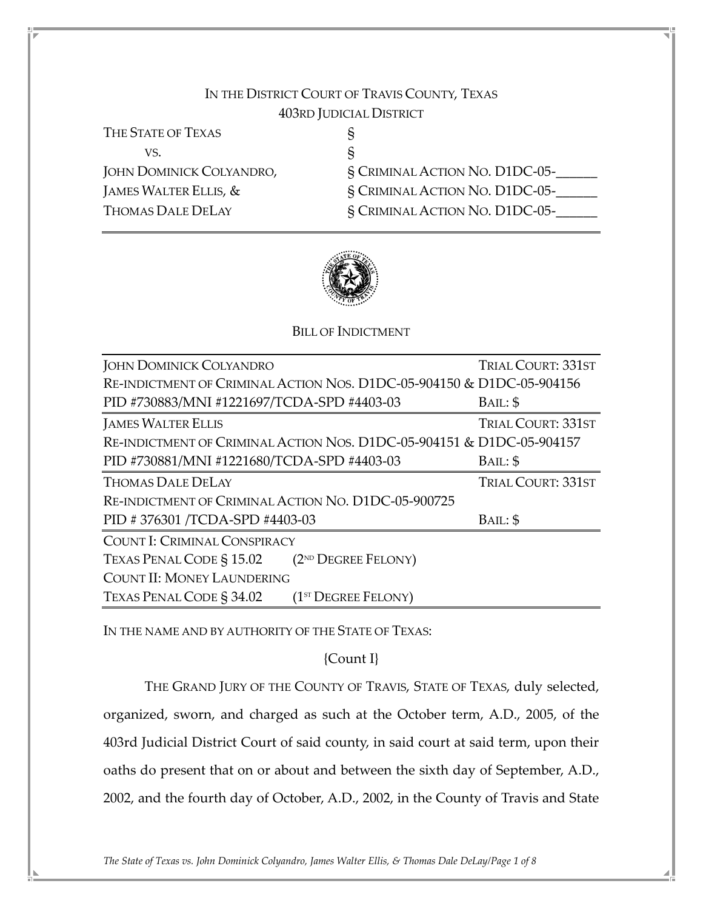IN THE DISTRICT COURT OF TRAVIS COUNTY, TEXAS
403RD JUDICIAL DISTRICT

| | |
|---|---|
| THE STATE OF TEXAS | § |
| VS. | § |
| JOHN DOMINICK COLYANDRO, | § CRIMINAL ACTION NO. D1DC-05-\_\_\_\_\_\_ |
| JAMES WALTER ELLIS, & | § CRIMINAL ACTION NO. D1DC-05-\_\_\_\_\_\_ |
| THOMAS DALE DELAY | § CRIMINAL ACTION NO. D1DC-05-\_\_\_\_\_\_ |

BILL OF INDICTMENT

| | |
|---|---|
| JOHN DOMINICK COLYANDRO | TRIAL COURT: 331ST |
| RE-INDICTMENT OF CRIMINAL ACTION NOS. D1DC-05-904150 & D1DC-05-904156 | |
| PID #730883/MNI #1221697/TCDA-SPD #4403-03 | BAIL: $ |
| JAMES WALTER ELLIS | TRIAL COURT: 331ST |
| RE-INDICTMENT OF CRIMINAL ACTION NOS. D1DC-05-904151 & D1DC-05-904157 | |
| PID #730881/MNI #1221680/TCDA-SPD #4403-03 | BAIL: $ |
| THOMAS DALE DELAY | TRIAL COURT: 331ST |
| RE-INDICTMENT OF CRIMINAL ACTION NO. D1DC-05-900725 | |
| PID # 376301 /TCDA-SPD #4403-03 | BAIL: $ |
| COUNT I: CRIMINAL CONSPIRACY | |
| TEXAS PENAL CODE § 15.02 (2ND DEGREE FELONY) | |
| COUNT II: MONEY LAUNDERING | |
| TEXAS PENAL CODE § 34.02 (1ST DEGREE FELONY) | |

IN THE NAME AND BY AUTHORITY OF THE STATE OF TEXAS:

{Count I}

THE GRAND JURY OF THE COUNTY OF TRAVIS, STATE OF TEXAS, duly selected, organized, sworn, and charged as such at the October term, A.D., 2005, of the 403rd Judicial District Court of said county, in said court at said term, upon their oaths do present that on or about and between the sixth day of September, A.D., 2002, and the fourth day of October, A.D., 2002, in the County of Travis and State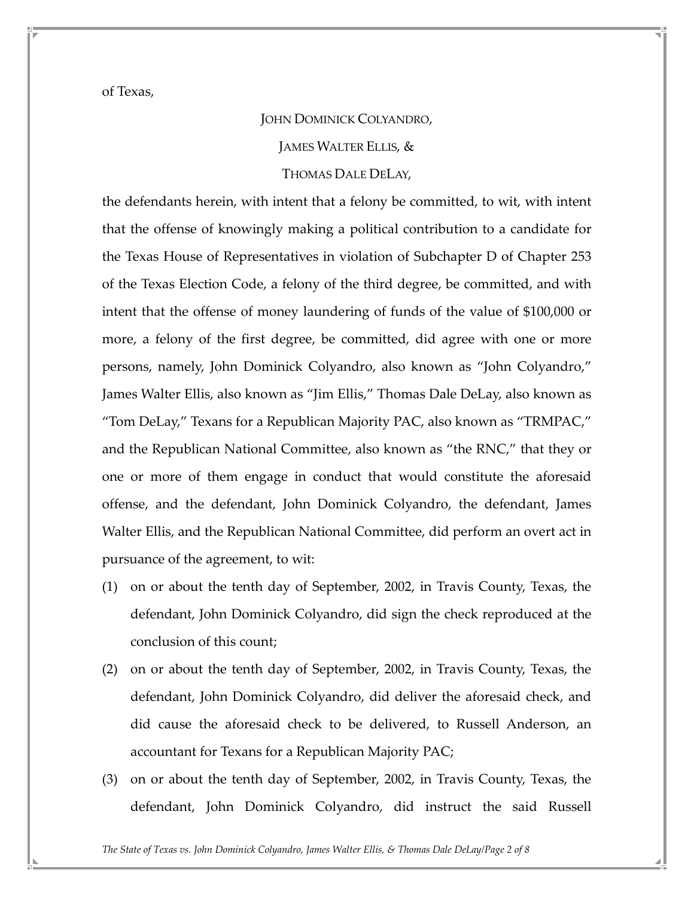of Texas,

JOHN DOMINICK COLYANDRO,

JAMES WALTER ELLIS, &

THOMAS DALE DELAY,

the defendants herein, with intent that a felony be committed, to wit, with intent that the offense of knowingly making a political contribution to a candidate for the Texas House of Representatives in violation of Subchapter D of Chapter 253 of the Texas Election Code, a felony of the third degree, be committed, and with intent that the offense of money laundering of funds of the value of $100,000 or more, a felony of the first degree, be committed, did agree with one or more persons, namely, John Dominick Colyandro, also known as "John Colyandro," James Walter Ellis, also known as "Jim Ellis," Thomas Dale DeLay, also known as "Tom DeLay," Texans for a Republican Majority PAC, also known as "TRMPAC," and the Republican National Committee, also known as "the RNC," that they or one or more of them engage in conduct that would constitute the aforesaid offense, and the defendant, John Dominick Colyandro, the defendant, James Walter Ellis, and the Republican National Committee, did perform an overt act in pursuance of the agreement, to wit:

(1) on or about the tenth day of September, 2002, in Travis County, Texas, the defendant, John Dominick Colyandro, did sign the check reproduced at the conclusion of this count;

(2) on or about the tenth day of September, 2002, in Travis County, Texas, the defendant, John Dominick Colyandro, did deliver the aforesaid check, and did cause the aforesaid check to be delivered, to Russell Anderson, an accountant for Texans for a Republican Majority PAC;

(3) on or about the tenth day of September, 2002, in Travis County, Texas, the defendant, John Dominick Colyandro, did instruct the said Russell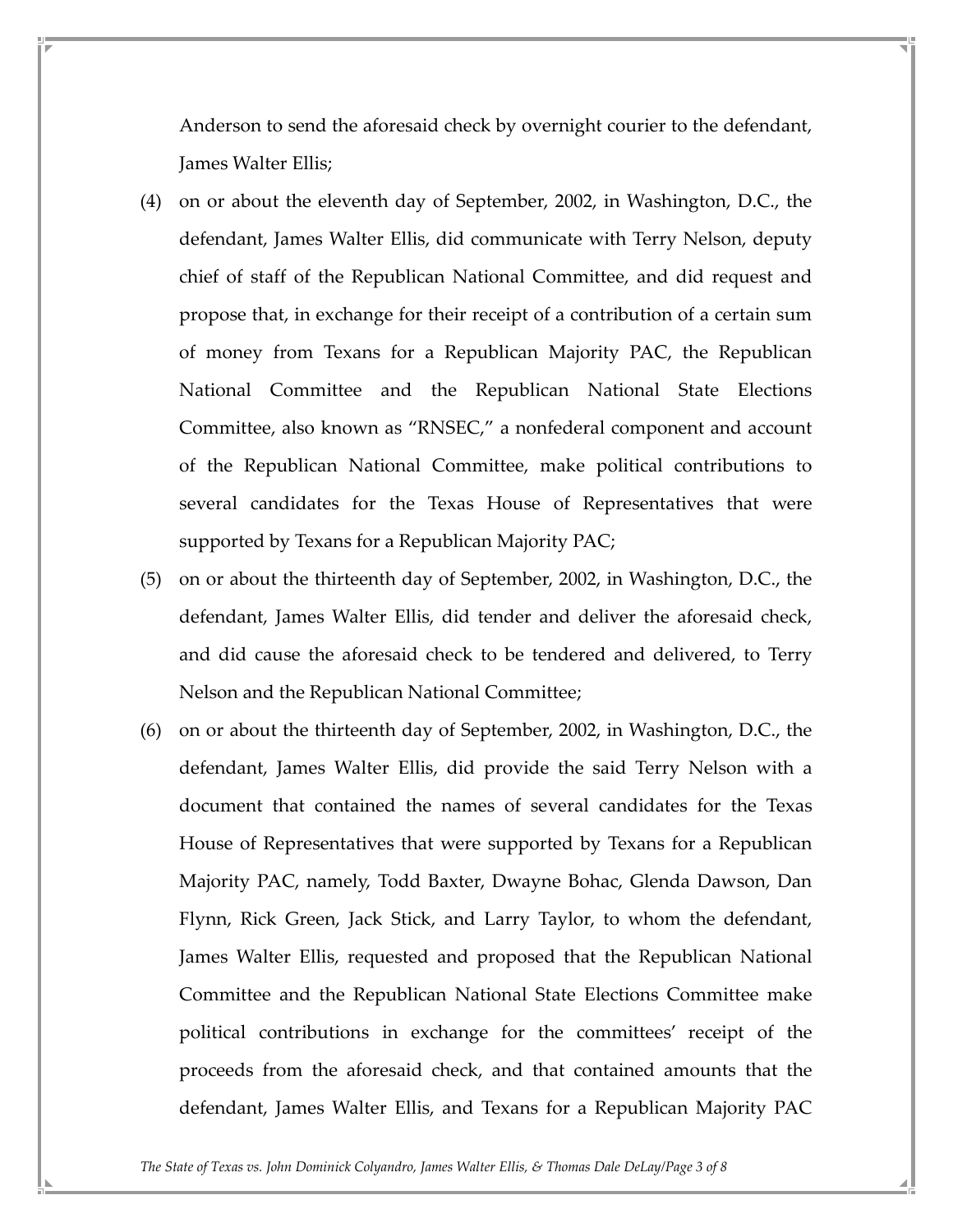Anderson to send the aforesaid check by overnight courier to the defendant, James Walter Ellis;

(4) on or about the eleventh day of September, 2002, in Washington, D.C., the defendant, James Walter Ellis, did communicate with Terry Nelson, deputy chief of staff of the Republican National Committee, and did request and propose that, in exchange for their receipt of a contribution of a certain sum of money from Texans for a Republican Majority PAC, the Republican National Committee and the Republican National State Elections Committee, also known as "RNSEC," a nonfederal component and account of the Republican National Committee, make political contributions to several candidates for the Texas House of Representatives that were supported by Texans for a Republican Majority PAC;

(5) on or about the thirteenth day of September, 2002, in Washington, D.C., the defendant, James Walter Ellis, did tender and deliver the aforesaid check, and did cause the aforesaid check to be tendered and delivered, to Terry Nelson and the Republican National Committee;

(6) on or about the thirteenth day of September, 2002, in Washington, D.C., the defendant, James Walter Ellis, did provide the said Terry Nelson with a document that contained the names of several candidates for the Texas House of Representatives that were supported by Texans for a Republican Majority PAC, namely, Todd Baxter, Dwayne Bohac, Glenda Dawson, Dan Flynn, Rick Green, Jack Stick, and Larry Taylor, to whom the defendant, James Walter Ellis, requested and proposed that the Republican National Committee and the Republican National State Elections Committee make political contributions in exchange for the committees' receipt of the proceeds from the aforesaid check, and that contained amounts that the defendant, James Walter Ellis, and Texans for a Republican Majority PAC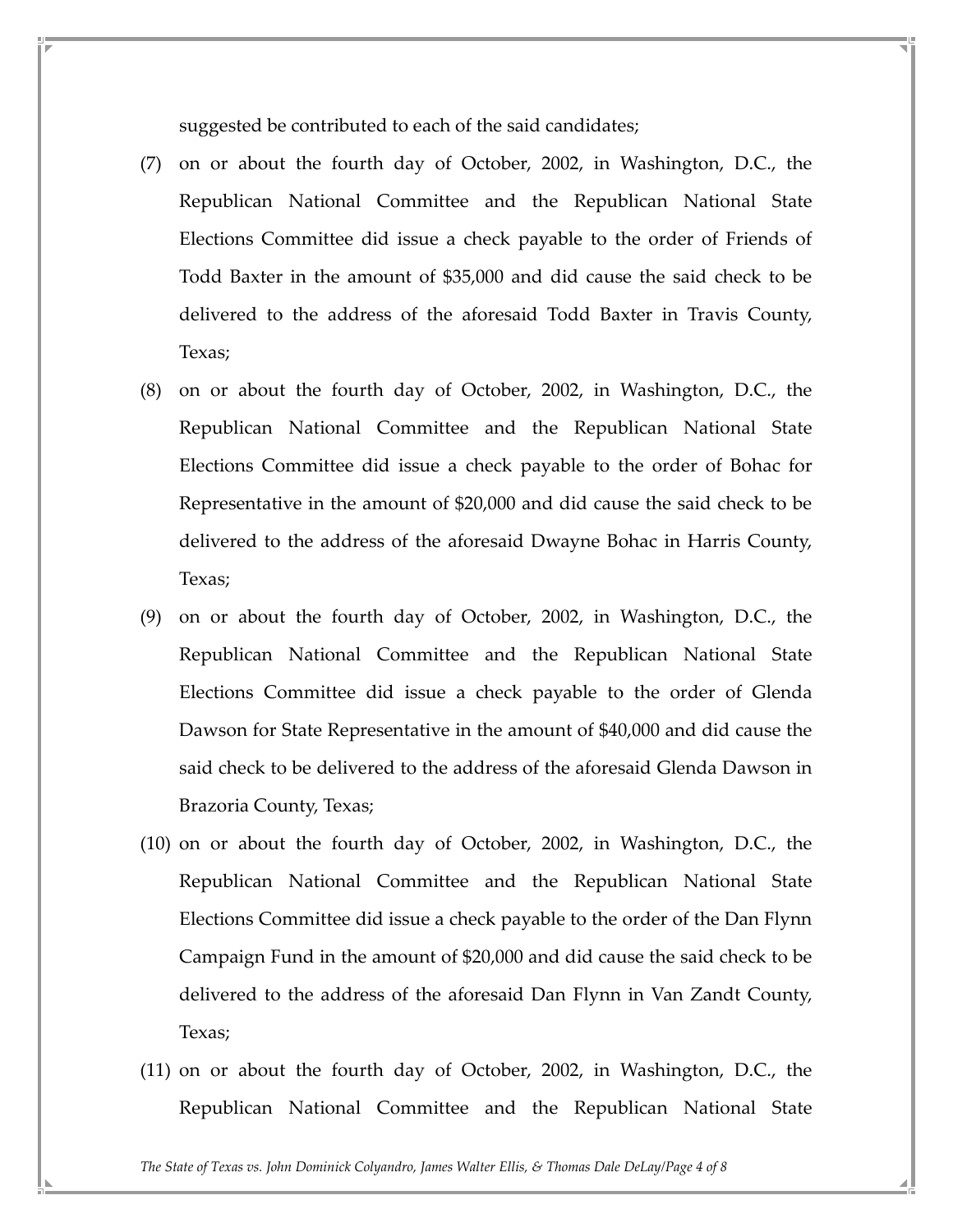suggested be contributed to each of the said candidates;

(7) on or about the fourth day of October, 2002, in Washington, D.C., the Republican National Committee and the Republican National State Elections Committee did issue a check payable to the order of Friends of Todd Baxter in the amount of $35,000 and did cause the said check to be delivered to the address of the aforesaid Todd Baxter in Travis County, Texas;

(8) on or about the fourth day of October, 2002, in Washington, D.C., the Republican National Committee and the Republican National State Elections Committee did issue a check payable to the order of Bohac for Representative in the amount of $20,000 and did cause the said check to be delivered to the address of the aforesaid Dwayne Bohac in Harris County, Texas;

(9) on or about the fourth day of October, 2002, in Washington, D.C., the Republican National Committee and the Republican National State Elections Committee did issue a check payable to the order of Glenda Dawson for State Representative in the amount of $40,000 and did cause the said check to be delivered to the address of the aforesaid Glenda Dawson in Brazoria County, Texas;

(10) on or about the fourth day of October, 2002, in Washington, D.C., the Republican National Committee and the Republican National State Elections Committee did issue a check payable to the order of the Dan Flynn Campaign Fund in the amount of $20,000 and did cause the said check to be delivered to the address of the aforesaid Dan Flynn in Van Zandt County, Texas;

(11) on or about the fourth day of October, 2002, in Washington, D.C., the Republican National Committee and the Republican National State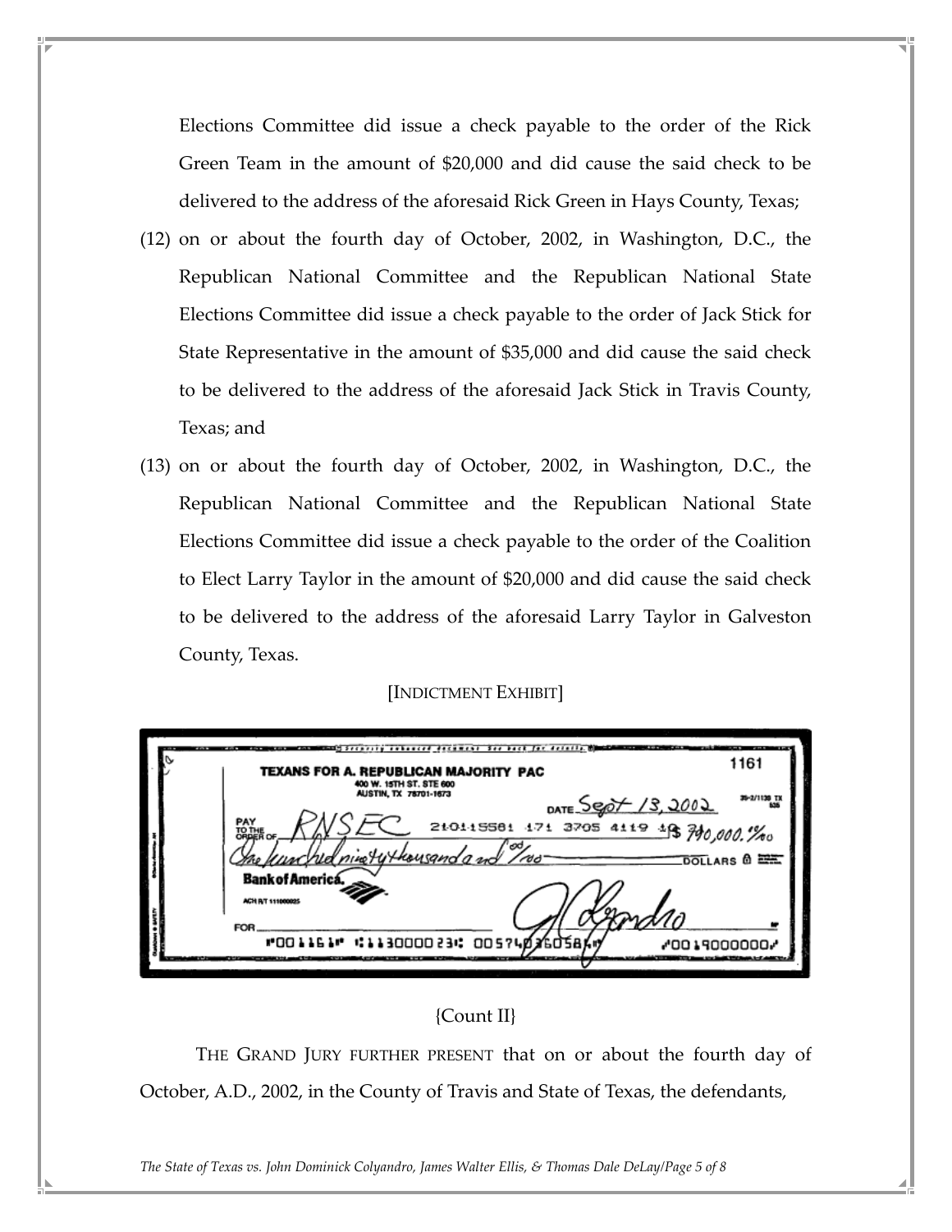Elections Committee did issue a check payable to the order of the Rick Green Team in the amount of $20,000 and did cause the said check to be delivered to the address of the aforesaid Rick Green in Hays County, Texas;

(12) on or about the fourth day of October, 2002, in Washington, D.C., the Republican National Committee and the Republican National State Elections Committee did issue a check payable to the order of Jack Stick for State Representative in the amount of $35,000 and did cause the said check to be delivered to the address of the aforesaid Jack Stick in Travis County, Texas; and

(13) on or about the fourth day of October, 2002, in Washington, D.C., the Republican National Committee and the Republican National State Elections Committee did issue a check payable to the order of the Coalition to Elect Larry Taylor in the amount of $20,000 and did cause the said check to be delivered to the address of the aforesaid Larry Taylor in Galveston County, Texas.

[INDICTMENT EXHIBIT]

TEXANS FOR A. REPUBLICAN MAJORITY PAC
400 W. 15TH ST. STE 600
AUSTIN, TX 78701-1673

1161

DATE Sept 13, 2002

PAY TO THE ORDER OF RNSEC $ 190,000.00/00

One hundred ninety thousand and 00/00 DOLLARS

Bank of America

ACH R/T 111000025

FOR

{Count II}

THE GRAND JURY FURTHER PRESENT that on or about the fourth day of October, A.D., 2002, in the County of Travis and State of Texas, the defendants,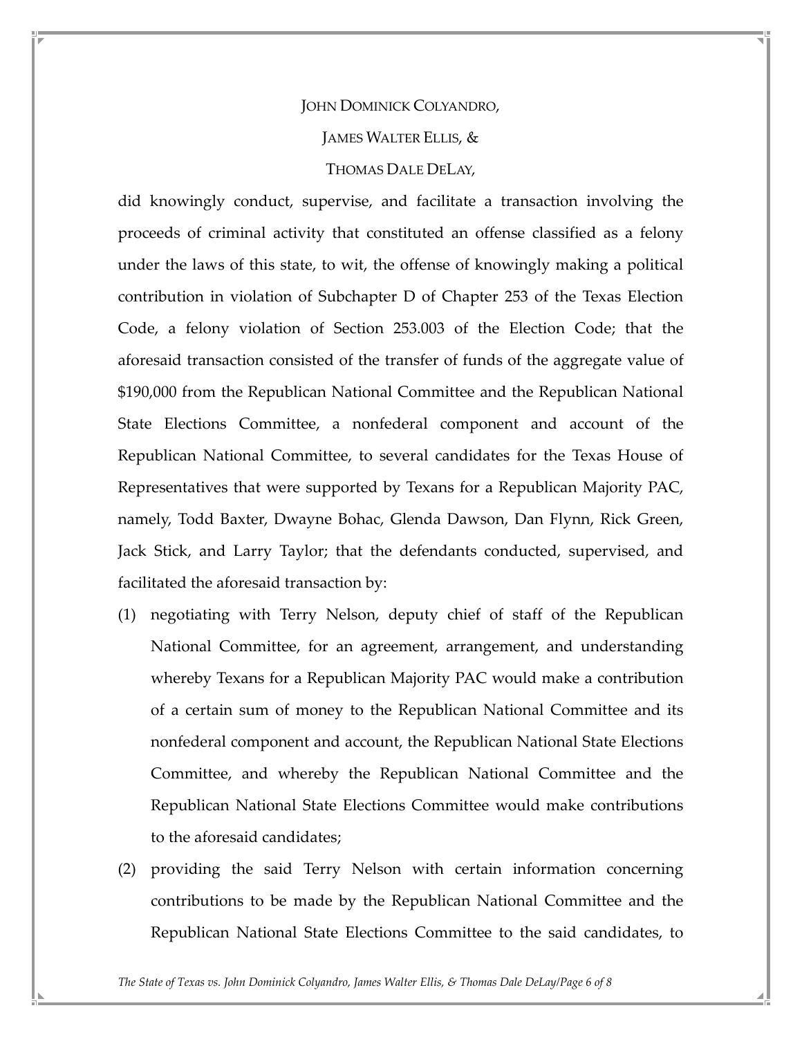JOHN DOMINICK COLYANDRO,

JAMES WALTER ELLIS, &

THOMAS DALE DELAY,

did knowingly conduct, supervise, and facilitate a transaction involving the proceeds of criminal activity that constituted an offense classified as a felony under the laws of this state, to wit, the offense of knowingly making a political contribution in violation of Subchapter D of Chapter 253 of the Texas Election Code, a felony violation of Section 253.003 of the Election Code; that the aforesaid transaction consisted of the transfer of funds of the aggregate value of $190,000 from the Republican National Committee and the Republican National State Elections Committee, a nonfederal component and account of the Republican National Committee, to several candidates for the Texas House of Representatives that were supported by Texans for a Republican Majority PAC, namely, Todd Baxter, Dwayne Bohac, Glenda Dawson, Dan Flynn, Rick Green, Jack Stick, and Larry Taylor; that the defendants conducted, supervised, and facilitated the aforesaid transaction by:

(1) negotiating with Terry Nelson, deputy chief of staff of the Republican National Committee, for an agreement, arrangement, and understanding whereby Texans for a Republican Majority PAC would make a contribution of a certain sum of money to the Republican National Committee and its nonfederal component and account, the Republican National State Elections Committee, and whereby the Republican National Committee and the Republican National State Elections Committee would make contributions to the aforesaid candidates;

(2) providing the said Terry Nelson with certain information concerning contributions to be made by the Republican National Committee and the Republican National State Elections Committee to the said candidates, to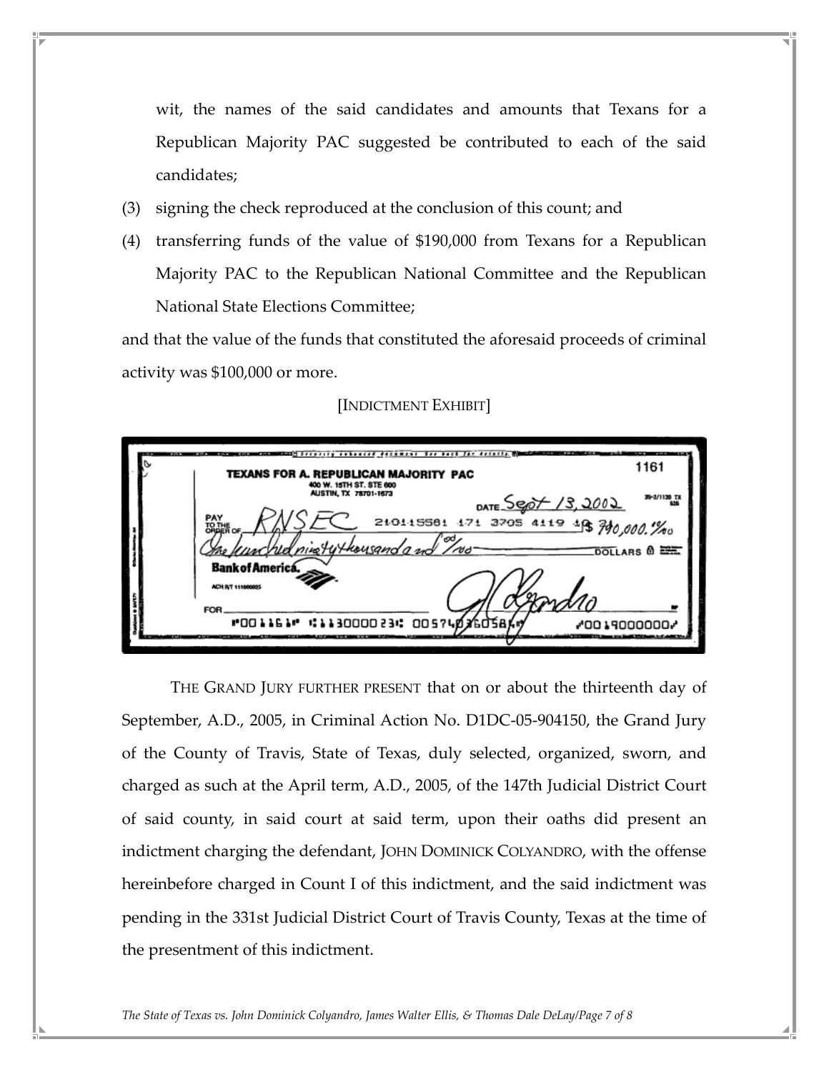wit, the names of the said candidates and amounts that Texans for a Republican Majority PAC suggested be contributed to each of the said candidates;

(3) signing the check reproduced at the conclusion of this count; and

(4) transferring funds of the value of $190,000 from Texans for a Republican Majority PAC to the Republican National Committee and the Republican National State Elections Committee;

and that the value of the funds that constituted the aforesaid proceeds of criminal activity was $100,000 or more.

[INDICTMENT EXHIBIT]

THE GRAND JURY FURTHER PRESENT that on or about the thirteenth day of September, A.D., 2005, in Criminal Action No. D1DC-05-904150, the Grand Jury of the County of Travis, State of Texas, duly selected, organized, sworn, and charged as such at the April term, A.D., 2005, of the 147th Judicial District Court of said county, in said court at said term, upon their oaths did present an indictment charging the defendant, JOHN DOMINICK COLYANDRO, with the offense hereinbefore charged in Count I of this indictment, and the said indictment was pending in the 331st Judicial District Court of Travis County, Texas at the time of the presentment of this indictment.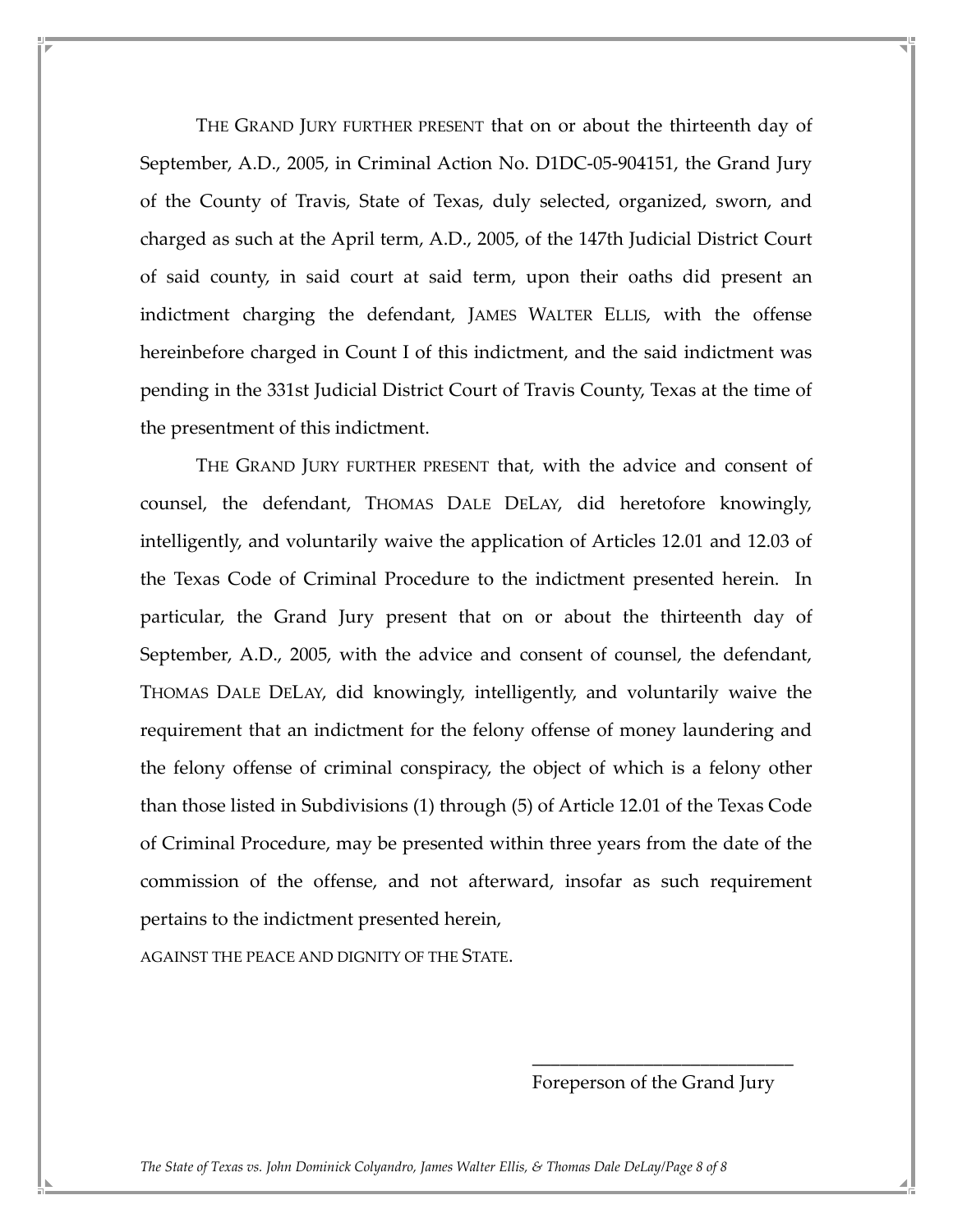THE GRAND JURY FURTHER PRESENT that on or about the thirteenth day of September, A.D., 2005, in Criminal Action No. D1DC-05-904151, the Grand Jury of the County of Travis, State of Texas, duly selected, organized, sworn, and charged as such at the April term, A.D., 2005, of the 147th Judicial District Court of said county, in said court at said term, upon their oaths did present an indictment charging the defendant, JAMES WALTER ELLIS, with the offense hereinbefore charged in Count I of this indictment, and the said indictment was pending in the 331st Judicial District Court of Travis County, Texas at the time of the presentment of this indictment.

THE GRAND JURY FURTHER PRESENT that, with the advice and consent of counsel, the defendant, THOMAS DALE DELAY, did heretofore knowingly, intelligently, and voluntarily waive the application of Articles 12.01 and 12.03 of the Texas Code of Criminal Procedure to the indictment presented herein. In particular, the Grand Jury present that on or about the thirteenth day of September, A.D., 2005, with the advice and consent of counsel, the defendant, THOMAS DALE DELAY, did knowingly, intelligently, and voluntarily waive the requirement that an indictment for the felony offense of money laundering and the felony offense of criminal conspiracy, the object of which is a felony other than those listed in Subdivisions (1) through (5) of Article 12.01 of the Texas Code of Criminal Procedure, may be presented within three years from the date of the commission of the offense, and not afterward, insofar as such requirement pertains to the indictment presented herein,

AGAINST THE PEACE AND DIGNITY OF THE STATE.

\_\_\_\_\_\_\_\_\_\_\_\_\_\_\_\_\_\_\_\_\_\_\_\_\_\_\_\_

Foreperson of the Grand Jury